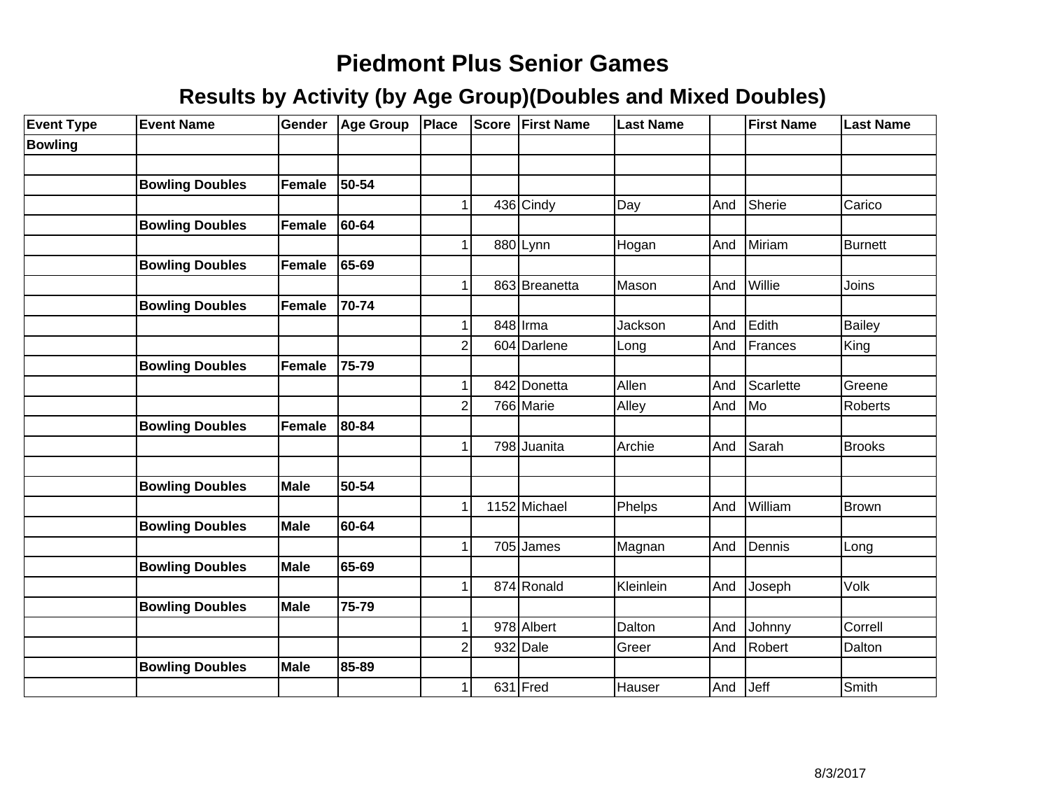# Piedmont Plus Senior Games

## Results by Activity (by Age Group)(Doubles and Mixed Doubles)

| Event Type | Event Name | Gender | Age Group | Place | Score | First Name | Last Name | | First Name | Last Name |
|---|---|---|---|---|---|---|---|---|---|---|
| **Bowling** | | | | | | | | | | |
| | | | | | | | | | | |
| | **Bowling Doubles** | **Female** | **50-54** | | | | | | | |
| | | | | 1 | 436 | Cindy | Day | And | Sherie | Carico |
| | **Bowling Doubles** | **Female** | **60-64** | | | | | | | |
| | | | | 1 | 880 | Lynn | Hogan | And | Miriam | Burnett |
| | **Bowling Doubles** | **Female** | **65-69** | | | | | | | |
| | | | | 1 | 863 | Breanetta | Mason | And | Willie | Joins |
| | **Bowling Doubles** | **Female** | **70-74** | | | | | | | |
| | | | | 1 | 848 | Irma | Jackson | And | Edith | Bailey |
| | | | | 2 | 604 | Darlene | Long | And | Frances | King |
| | **Bowling Doubles** | **Female** | **75-79** | | | | | | | |
| | | | | 1 | 842 | Donetta | Allen | And | Scarlette | Greene |
| | | | | 2 | 766 | Marie | Alley | And | Mo | Roberts |
| | **Bowling Doubles** | **Female** | **80-84** | | | | | | | |
| | | | | 1 | 798 | Juanita | Archie | And | Sarah | Brooks |
| | | | | | | | | | | |
| | **Bowling Doubles** | **Male** | **50-54** | | | | | | | |
| | | | | 1 | 1152 | Michael | Phelps | And | William | Brown |
| | **Bowling Doubles** | **Male** | **60-64** | | | | | | | |
| | | | | 1 | 705 | James | Magnan | And | Dennis | Long |
| | **Bowling Doubles** | **Male** | **65-69** | | | | | | | |
| | | | | 1 | 874 | Ronald | Kleinlein | And | Joseph | Volk |
| | **Bowling Doubles** | **Male** | **75-79** | | | | | | | |
| | | | | 1 | 978 | Albert | Dalton | And | Johnny | Correll |
| | | | | 2 | 932 | Dale | Greer | And | Robert | Dalton |
| | **Bowling Doubles** | **Male** | **85-89** | | | | | | | |
| | | | | 1 | 631 | Fred | Hauser | And | Jeff | Smith |

8/3/2017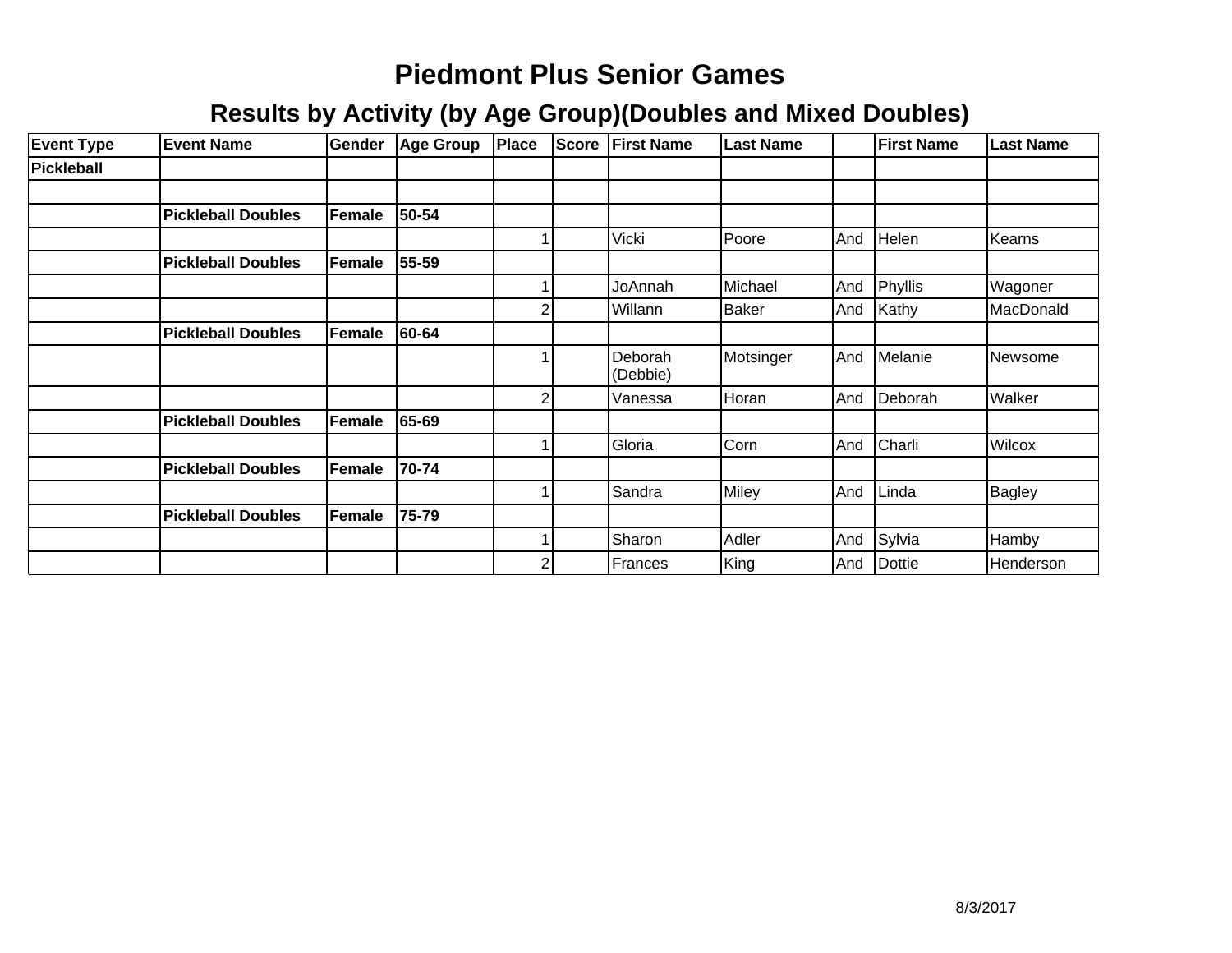# Piedmont Plus Senior Games

## Results by Activity (by Age Group)(Doubles and Mixed Doubles)

| Event Type | Event Name | Gender | Age Group | Place | Score | First Name | Last Name | | First Name | Last Name |
|---|---|---|---|---|---|---|---|---|---|---|
| **Pickleball** | | | | | | | | | | |
| | | | | | | | | | | |
| | **Pickleball Doubles** | **Female** | **50-54** | | | | | | | |
| | | | | 1 | | Vicki | Poore | And | Helen | Kearns |
| | **Pickleball Doubles** | **Female** | **55-59** | | | | | | | |
| | | | | 1 | | JoAnnah | Michael | And | Phyllis | Wagoner |
| | | | | 2 | | Willann | Baker | And | Kathy | MacDonald |
| | **Pickleball Doubles** | **Female** | **60-64** | | | | | | | |
| | | | | 1 | | Deborah (Debbie) | Motsinger | And | Melanie | Newsome |
| | | | | 2 | | Vanessa | Horan | And | Deborah | Walker |
| | **Pickleball Doubles** | **Female** | **65-69** | | | | | | | |
| | | | | 1 | | Gloria | Corn | And | Charli | Wilcox |
| | **Pickleball Doubles** | **Female** | **70-74** | | | | | | | |
| | | | | 1 | | Sandra | Miley | And | Linda | Bagley |
| | **Pickleball Doubles** | **Female** | **75-79** | | | | | | | |
| | | | | 1 | | Sharon | Adler | And | Sylvia | Hamby |
| | | | | 2 | | Frances | King | And | Dottie | Henderson |

8/3/2017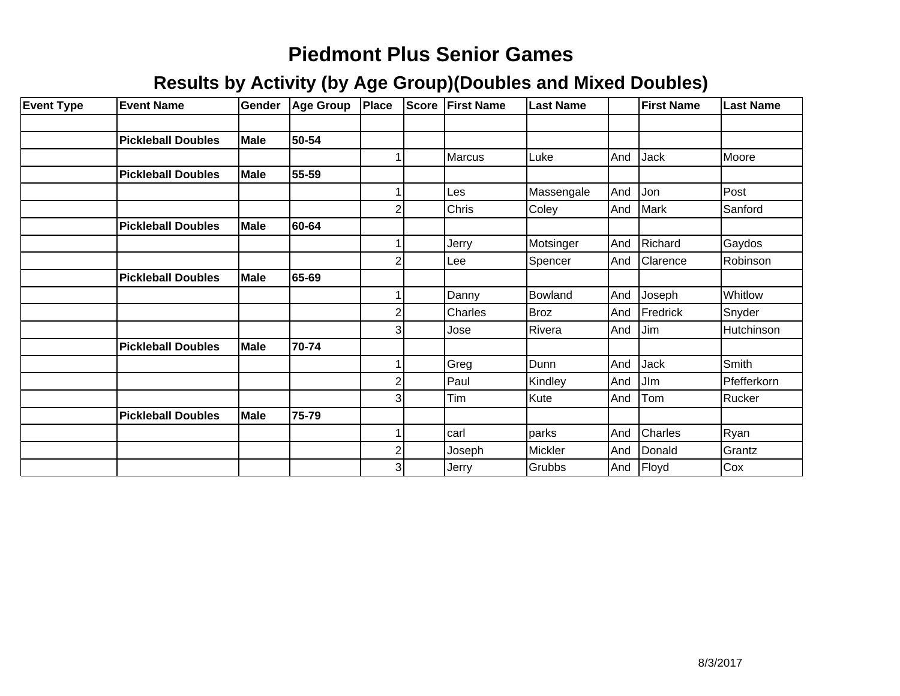# Piedmont Plus Senior Games

## Results by Activity (by Age Group)(Doubles and Mixed Doubles)

| Event Type | Event Name | Gender | Age Group | Place | Score | First Name | Last Name | | First Name | Last Name |
|---|---|---|---|---|---|---|---|---|---|---|
| | | | | | | | | | | |
| | **Pickleball Doubles** | **Male** | **50-54** | | | | | | | |
| | | | | 1 | | Marcus | Luke | And | Jack | Moore |
| | **Pickleball Doubles** | **Male** | **55-59** | | | | | | | |
| | | | | 1 | | Les | Massengale | And | Jon | Post |
| | | | | 2 | | Chris | Coley | And | Mark | Sanford |
| | **Pickleball Doubles** | **Male** | **60-64** | | | | | | | |
| | | | | 1 | | Jerry | Motsinger | And | Richard | Gaydos |
| | | | | 2 | | Lee | Spencer | And | Clarence | Robinson |
| | **Pickleball Doubles** | **Male** | **65-69** | | | | | | | |
| | | | | 1 | | Danny | Bowland | And | Joseph | Whitlow |
| | | | | 2 | | Charles | Broz | And | Fredrick | Snyder |
| | | | | 3 | | Jose | Rivera | And | Jim | Hutchinson |
| | **Pickleball Doubles** | **Male** | **70-74** | | | | | | | |
| | | | | 1 | | Greg | Dunn | And | Jack | Smith |
| | | | | 2 | | Paul | Kindley | And | JIm | Pfefferkorn |
| | | | | 3 | | Tim | Kute | And | Tom | Rucker |
| | **Pickleball Doubles** | **Male** | **75-79** | | | | | | | |
| | | | | 1 | | carl | parks | And | Charles | Ryan |
| | | | | 2 | | Joseph | Mickler | And | Donald | Grantz |
| | | | | 3 | | Jerry | Grubbs | And | Floyd | Cox |

8/3/2017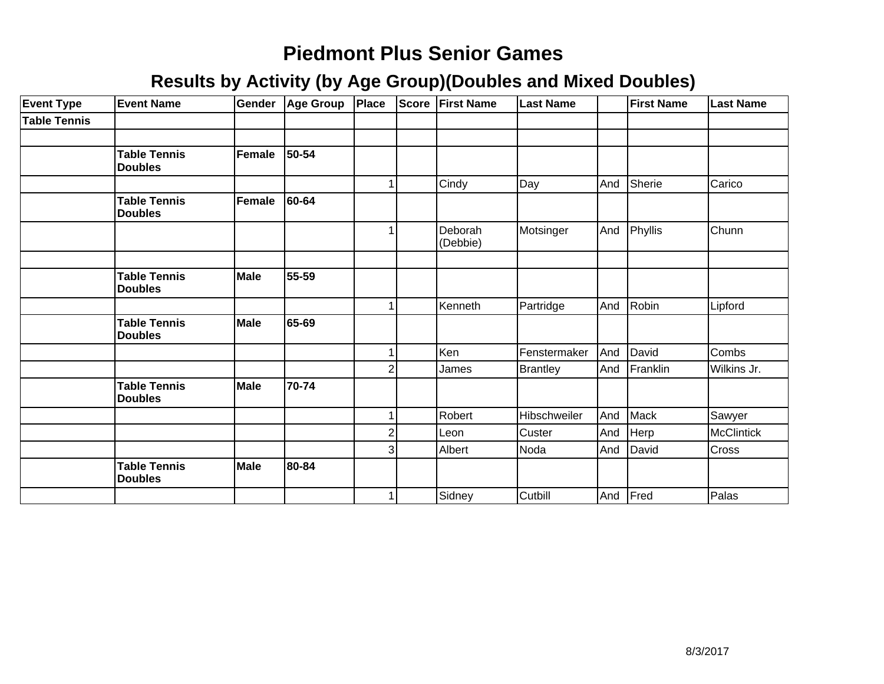# Piedmont Plus Senior Games

## Results by Activity (by Age Group)(Doubles and Mixed Doubles)

| Event Type | Event Name | Gender | Age Group | Place | Score | First Name | Last Name | | First Name | Last Name |
|---|---|---|---|---|---|---|---|---|---|---|
| **Table Tennis** | | | | | | | | | | |
| | | | | | | | | | | |
| | **Table Tennis Doubles** | **Female** | **50-54** | | | | | | | |
| | | | | 1 | | Cindy | Day | And | Sherie | Carico |
| | **Table Tennis Doubles** | **Female** | **60-64** | | | | | | | |
| | | | | 1 | | Deborah (Debbie) | Motsinger | And | Phyllis | Chunn |
| | | | | | | | | | | |
| | **Table Tennis Doubles** | **Male** | **55-59** | | | | | | | |
| | | | | 1 | | Kenneth | Partridge | And | Robin | Lipford |
| | **Table Tennis Doubles** | **Male** | **65-69** | | | | | | | |
| | | | | 1 | | Ken | Fenstermaker | And | David | Combs |
| | | | | 2 | | James | Brantley | And | Franklin | Wilkins Jr. |
| | **Table Tennis Doubles** | **Male** | **70-74** | | | | | | | |
| | | | | 1 | | Robert | Hibschweiler | And | Mack | Sawyer |
| | | | | 2 | | Leon | Custer | And | Herp | McClintick |
| | | | | 3 | | Albert | Noda | And | David | Cross |
| | **Table Tennis Doubles** | **Male** | **80-84** | | | | | | | |
| | | | | 1 | | Sidney | Cutbill | And | Fred | Palas |

8/3/2017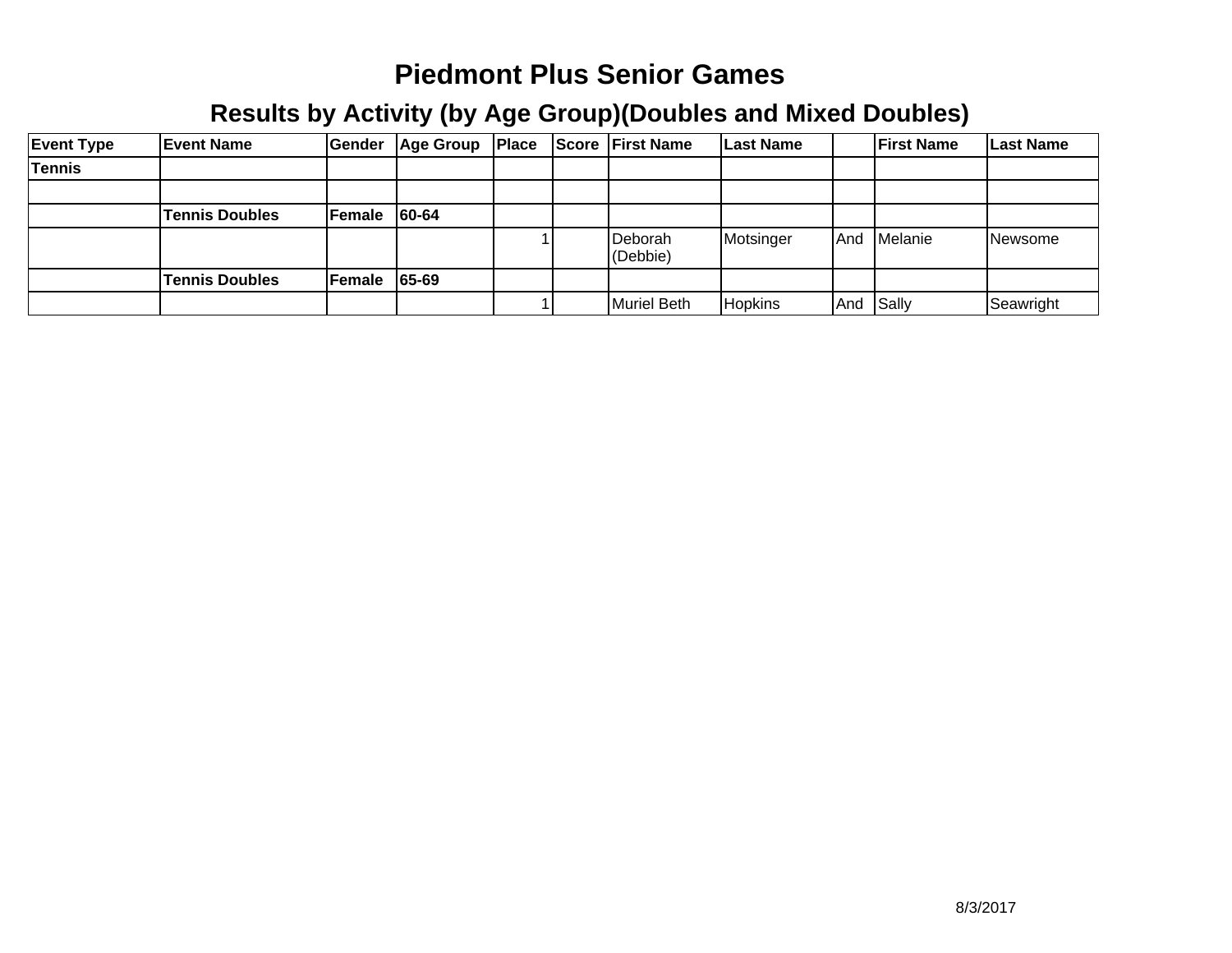# Piedmont Plus Senior Games

## Results by Activity (by Age Group)(Doubles and Mixed Doubles)

| Event Type | Event Name | Gender | Age Group | Place | Score | First Name | Last Name | | First Name | Last Name |
|---|---|---|---|---|---|---|---|---|---|---|
| **Tennis** | | | | | | | | | | |
| | | | | | | | | | | |
| | **Tennis Doubles** | **Female** | **60-64** | | | | | | | |
| | | | | 1 | | Deborah (Debbie) | Motsinger | And | Melanie | Newsome |
| | **Tennis Doubles** | **Female** | **65-69** | | | | | | | |
| | | | | 1 | | Muriel Beth | Hopkins | And | Sally | Seawright |

8/3/2017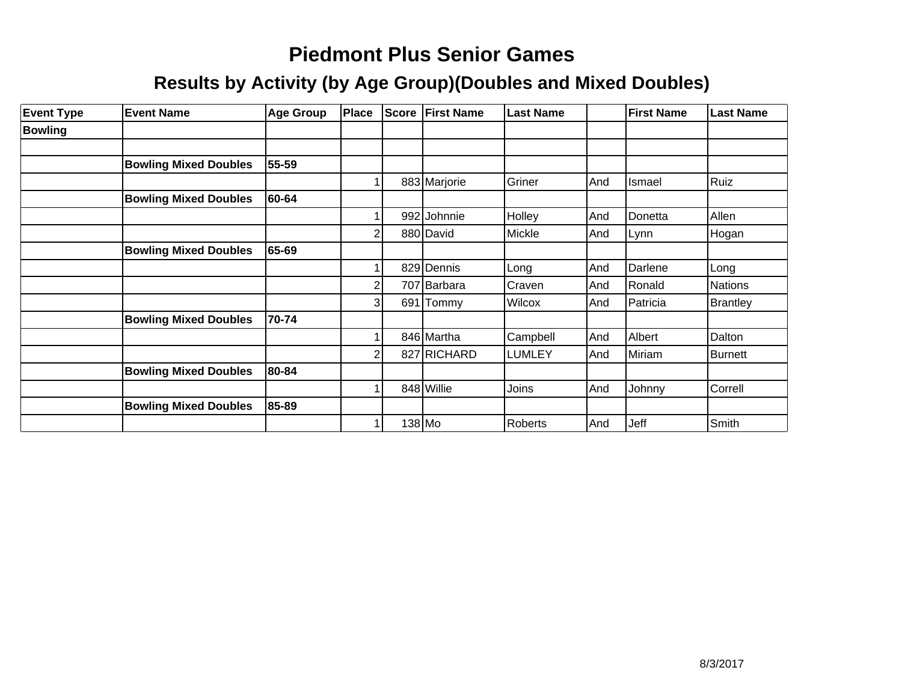# Piedmont Plus Senior Games

## Results by Activity (by Age Group)(Doubles and Mixed Doubles)

| Event Type | Event Name | Age Group | Place | Score | First Name | Last Name | | First Name | Last Name |
|---|---|---|---|---|---|---|---|---|---|
| **Bowling** | | | | | | | | | |
| | | | | | | | | | |
| | **Bowling Mixed Doubles** | **55-59** | | | | | | | |
| | | | 1 | 883 | Marjorie | Griner | And | Ismael | Ruiz |
| | **Bowling Mixed Doubles** | **60-64** | | | | | | | |
| | | | 1 | 992 | Johnnie | Holley | And | Donetta | Allen |
| | | | 2 | 880 | David | Mickle | And | Lynn | Hogan |
| | **Bowling Mixed Doubles** | **65-69** | | | | | | | |
| | | | 1 | 829 | Dennis | Long | And | Darlene | Long |
| | | | 2 | 707 | Barbara | Craven | And | Ronald | Nations |
| | | | 3 | 691 | Tommy | Wilcox | And | Patricia | Brantley |
| | **Bowling Mixed Doubles** | **70-74** | | | | | | | |
| | | | 1 | 846 | Martha | Campbell | And | Albert | Dalton |
| | | | 2 | 827 | RICHARD | LUMLEY | And | Miriam | Burnett |
| | **Bowling Mixed Doubles** | **80-84** | | | | | | | |
| | | | 1 | 848 | Willie | Joins | And | Johnny | Correll |
| | **Bowling Mixed Doubles** | **85-89** | | | | | | | |
| | | | 1 | 138 | Mo | Roberts | And | Jeff | Smith |

8/3/2017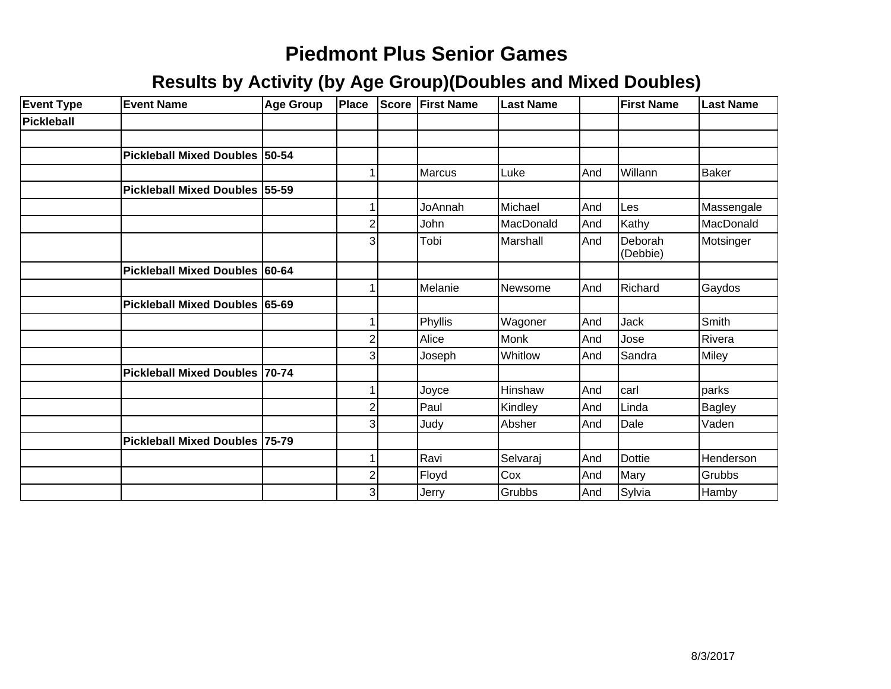# Piedmont Plus Senior Games

## Results by Activity (by Age Group)(Doubles and Mixed Doubles)

| Event Type | Event Name | Age Group | Place | Score | First Name | Last Name | | First Name | Last Name |
|---|---|---|---|---|---|---|---|---|---|
| **Pickleball** | | | | | | | | | |
| | | | | | | | | | |
| | **Pickleball Mixed Doubles** | **50-54** | | | | | | | |
| | | | 1 | | Marcus | Luke | And | Willann | Baker |
| | **Pickleball Mixed Doubles** | **55-59** | | | | | | | |
| | | | 1 | | JoAnnah | Michael | And | Les | Massengale |
| | | | 2 | | John | MacDonald | And | Kathy | MacDonald |
| | | | 3 | | Tobi | Marshall | And | Deborah (Debbie) | Motsinger |
| | **Pickleball Mixed Doubles** | **60-64** | | | | | | | |
| | | | 1 | | Melanie | Newsome | And | Richard | Gaydos |
| | **Pickleball Mixed Doubles** | **65-69** | | | | | | | |
| | | | 1 | | Phyllis | Wagoner | And | Jack | Smith |
| | | | 2 | | Alice | Monk | And | Jose | Rivera |
| | | | 3 | | Joseph | Whitlow | And | Sandra | Miley |
| | **Pickleball Mixed Doubles** | **70-74** | | | | | | | |
| | | | 1 | | Joyce | Hinshaw | And | carl | parks |
| | | | 2 | | Paul | Kindley | And | Linda | Bagley |
| | | | 3 | | Judy | Absher | And | Dale | Vaden |
| | **Pickleball Mixed Doubles** | **75-79** | | | | | | | |
| | | | 1 | | Ravi | Selvaraj | And | Dottie | Henderson |
| | | | 2 | | Floyd | Cox | And | Mary | Grubbs |
| | | | 3 | | Jerry | Grubbs | And | Sylvia | Hamby |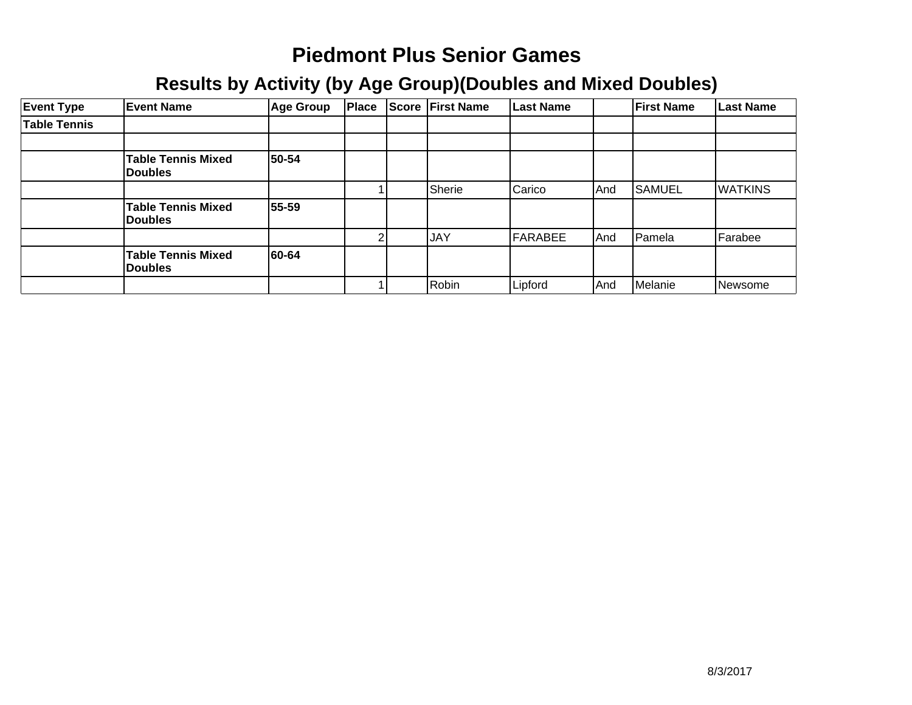# Piedmont Plus Senior Games

## Results by Activity (by Age Group)(Doubles and Mixed Doubles)

| Event Type | Event Name | Age Group | Place | Score | First Name | Last Name | | First Name | Last Name |
|---|---|---|---|---|---|---|---|---|---|
| **Table Tennis** | | | | | | | | | |
| | | | | | | | | | |
| | **Table Tennis Mixed Doubles** | **50-54** | | | | | | | |
| | | | 1 | | Sherie | Carico | And | SAMUEL | WATKINS |
| | **Table Tennis Mixed Doubles** | **55-59** | | | | | | | |
| | | | 2 | | JAY | FARABEE | And | Pamela | Farabee |
| | **Table Tennis Mixed Doubles** | **60-64** | | | | | | | |
| | | | 1 | | Robin | Lipford | And | Melanie | Newsome |

8/3/2017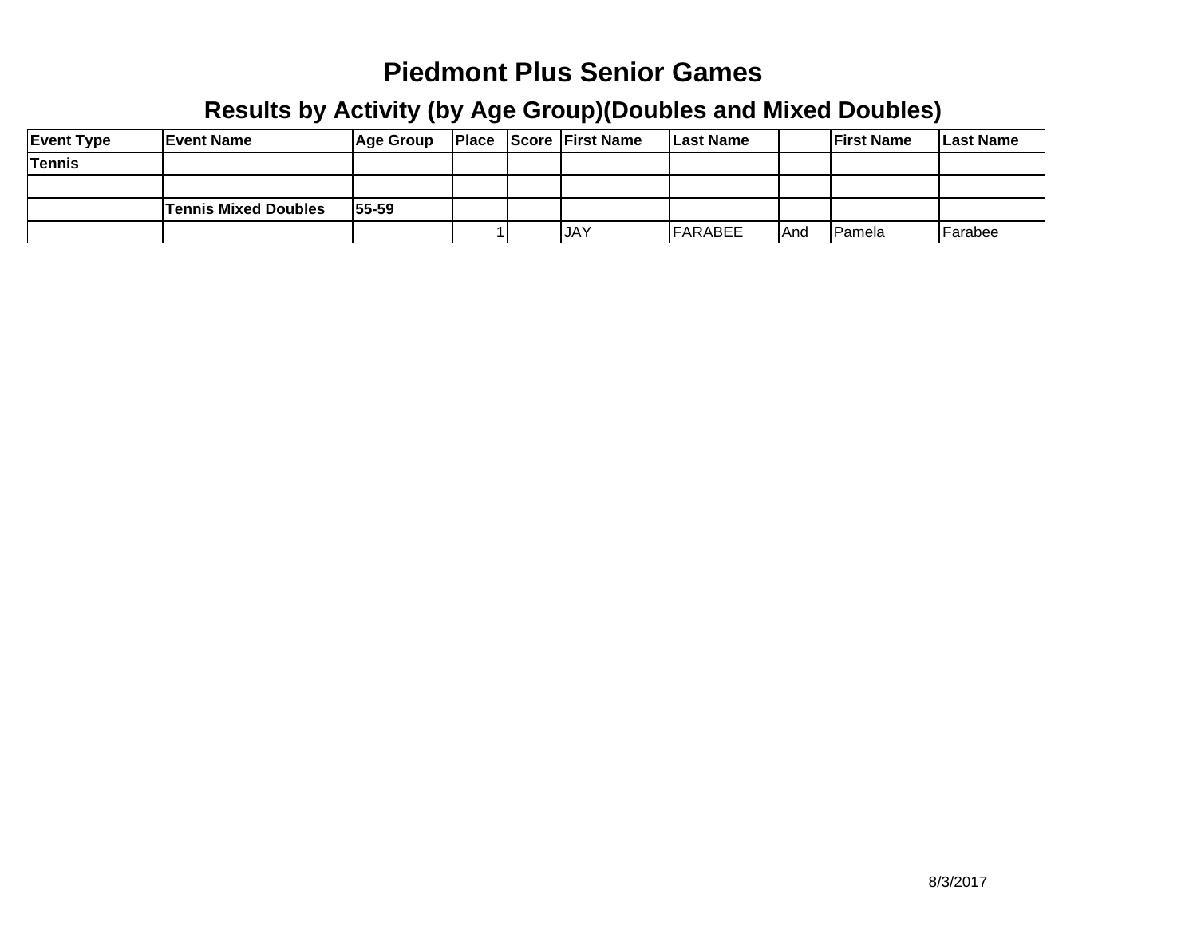# Piedmont Plus Senior Games

## Results by Activity (by Age Group)(Doubles and Mixed Doubles)

| Event Type | Event Name | Age Group | Place | Score | First Name | Last Name | | First Name | Last Name |
|---|---|---|---|---|---|---|---|---|---|
| **Tennis** | | | | | | | | | |
| | | | | | | | | | |
| | **Tennis Mixed Doubles** | **55-59** | | | | | | | |
| | | | 1 | | JAY | FARABEE | And | Pamela | Farabee |

8/3/2017